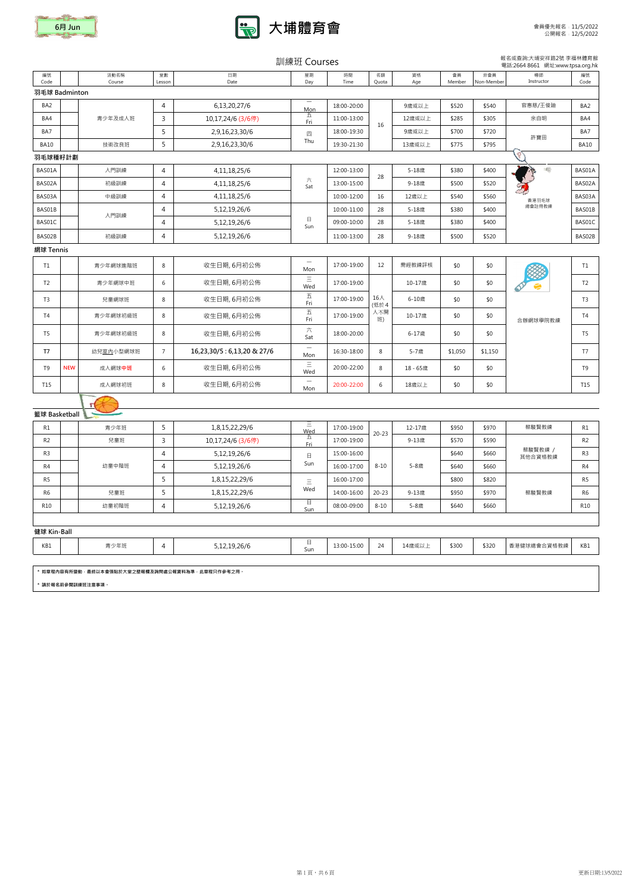6月 Jun

# 大埔體育會

會員優先報名 11/5/2022
公開報名 12/5/2022

報名或查詢:大埔安祥路2號 李福林體育館
電話:2664 8661 網址:www.tpsa.org.hk

## 訓練班 Courses

| 編號 Code | | 活動名稱 Course | 堂數 Lesson | 日期 Date | 星期 Day | 時間 Time | 名額 Quota | 資格 Age | 會員 Member | 非會員 Non-Member | 導師 Instructor | 編號 Code |
|---|---|---|---|---|---|---|---|---|---|---|---|---|
| **羽毛球 Badminton** | | | | | | | | | | | | |
| BA2 | | 青少年及成人班 | 4 | 6,13,20,27/6 | 一 Mon | 18:00-20:00 | 16 | 9歲或以上 | $520 | $540 | 官惠慈/王俊廸 | BA2 |
| BA4 | | 青少年及成人班 | 3 | 10,17,24/6 (3/6停) | 五 Fri | 11:00-13:00 | 16 | 12歲或以上 | $285 | $305 | 余自明 | BA4 |
| BA7 | | 青少年及成人班 | 5 | 2,9,16,23,30/6 | 四 Thu | 18:00-19:30 | 16 | 9歲或以上 | $700 | $720 | 許寶田 | BA7 |
| BA10 | | 技術改良班 | 5 | 2,9,16,23,30/6 | 四 Thu | 19:30-21:30 | 16 | 13歲或以上 | $775 | $795 | 許寶田 | BA10 |
| **羽毛球種籽計劃** | | | | | | | | | | | | |
| BAS01A | | 入門訓練 | 4 | 4,11,18,25/6 | 六 Sat | 12:00-13:00 | 28 | 5-18歲 | $380 | $400 | 香港羽毛球總會註冊教練 | BAS01A |
| BAS02A | | 初級訓練 | 4 | 4,11,18,25/6 | 六 Sat | 13:00-15:00 | 28 | 9-18歲 | $500 | $520 | 香港羽毛球總會註冊教練 | BAS02A |
| BAS03A | | 中級訓練 | 4 | 4,11,18,25/6 | 六 Sat | 10:00-12:00 | 16 | 12歲以上 | $540 | $560 | 香港羽毛球總會註冊教練 | BAS03A |
| BAS01B | | 入門訓練 | 4 | 5,12,19,26/6 | 日 Sun | 10:00-11:00 | 28 | 5-18歲 | $380 | $400 | 香港羽毛球總會註冊教練 | BAS01B |
| BAS01C | | 入門訓練 | 4 | 5,12,19,26/6 | 日 Sun | 09:00-10:00 | 28 | 5-18歲 | $380 | $400 | 香港羽毛球總會註冊教練 | BAS01C |
| BAS02B | | 初級訓練 | 4 | 5,12,19,26/6 | 日 Sun | 11:00-13:00 | 28 | 9-18歲 | $500 | $520 | 香港羽毛球總會註冊教練 | BAS02B |
| **網球 Tennis** | | | | | | | | | | | | |
| T1 | | 青少年網球進階班 | 8 | 收生日期, 6月初公佈 | 一 Mon | 17:00-19:00 | 12 | 需經教練評核 | $0 | $0 | 合辦網球學院教練 | T1 |
| T2 | | 青少年網球中班 | 6 | 收生日期, 6月初公佈 | 三 Wed | 17:00-19:00 | 16人 (低於4人不開班) | 10-17歲 | $0 | $0 | 合辦網球學院教練 | T2 |
| T3 | | 兒童網球班 | 8 | 收生日期, 6月初公佈 | 五 Fri | 17:00-19:00 | 16人 (低於4人不開班) | 6-10歲 | $0 | $0 | 合辦網球學院教練 | T3 |
| T4 | | 青少年網球初級班 | 8 | 收生日期, 6月初公佈 | 五 Fri | 17:00-19:00 | 16人 (低於4人不開班) | 10-17歲 | $0 | $0 | 合辦網球學院教練 | T4 |
| T5 | | 青少年網球初級班 | 8 | 收生日期, 6月初公佈 | 六 Sat | 18:00-20:00 | 16人 (低於4人不開班) | 6-17歲 | $0 | $0 | 合辦網球學院教練 | T5 |
| T7 | | 幼兒室內小型網球班 | 7 | 16,23,30/5 : 6,13,20 & 27/6 | 一 Mon | 16:30-18:00 | 8 | 5-7歲 | $1,050 | $1,150 | 合辦網球學院教練 | T7 |
| T9 | NEW | 成人網球中班 | 6 | 收生日期, 6月初公佈 | 三 Wed | 20:00-22:00 | 8 | 18 - 65歲 | $0 | $0 | 合辦網球學院教練 | T9 |
| T15 | | 成人網球初班 | 8 | 收生日期, 6月初公佈 | 一 Mon | 20:00-22:00 | 6 | 18歲以上 | $0 | $0 | 合辦網球學院教練 | T15 |
| **籃球 Basketball** | | | | | | | | | | | | |
| R1 | | 青少年班 | 5 | 1,8,15,22,29/6 | 三 Wed | 17:00-19:00 | 20-23 | 12-17歲 | $950 | $970 | 蔡駿賢教練 | R1 |
| R2 | | 兒童班 | 3 | 10,17,24/6 (3/6停) | 五 Fri | 17:00-19:00 | 20-23 | 9-13歲 | $570 | $590 | 蔡駿賢教練 / 其他合資格教練 | R2 |
| R3 | | 幼童中階班 | 4 | 5,12,19,26/6 | 日 Sun | 15:00-16:00 | 8-10 | 5-8歲 | $640 | $660 | 蔡駿賢教練 / 其他合資格教練 | R3 |
| R4 | | 幼童中階班 | 4 | 5,12,19,26/6 | 日 Sun | 16:00-17:00 | 8-10 | 5-8歲 | $640 | $660 | 蔡駿賢教練 / 其他合資格教練 | R4 |
| R5 | | 幼童中階班 | 5 | 1,8,15,22,29/6 | 三 Wed | 16:00-17:00 | 8-10 | 5-8歲 | $800 | $820 | 蔡駿賢教練 / 其他合資格教練 | R5 |
| R6 | | 兒童班 | 5 | 1,8,15,22,29/6 | 三 Wed | 14:00-16:00 | 20-23 | 9-13歲 | $950 | $970 | 蔡駿賢教練 | R6 |
| R10 | | 幼童初階班 | 4 | 5,12,19,26/6 | 日 Sun | 08:00-09:00 | 8-10 | 5-8歲 | $640 | $660 | 蔡駿賢教練 | R10 |
| **健球 Kin-Ball** | | | | | | | | | | | | |
| KB1 | | 青少年班 | 4 | 5,12,19,26/6 | 日 Sun | 13:00-15:00 | 24 | 14歲或以上 | $300 | $320 | 香港健球總會合資格教練 | KB1 |

* 如章程內容有所變動，最終以本會張貼於大堂之壁報欄及詢問處公報資料為準，此章程只作參考之用。

* 請於報名前參閱訓練班注意事項。

更新日期:13/5/2022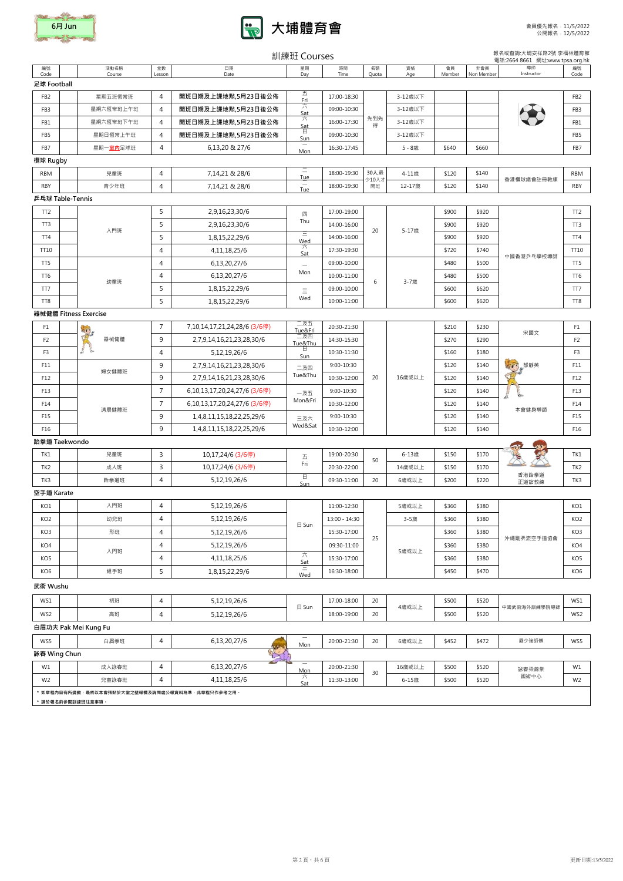6月 Jun

# 大埔體育會

會員優先報名：11/5/2022
公開報名：12/5/2022

## 訓練班 Courses

報名或查詢:大埔安祥路2號 李福林體育館
電話:2664 8661 網址:www.tpsa.org.hk

| 編號 Code | | 活動名稱 Course | 堂數 Lesson | 日期 Date | 星期 Day | 時間 Time | 名額 Quota | 資格 Age | 會員 Member | 非會員 Non Member | 導師 Instructor | 編號 Code |
|---|---|---|---|---|---|---|---|---|---|---|---|---|
| **足球 Football** | | | | | | | | | | | | |
| FB2 | | 星期五恆常班 | 4 | **開班日期及上課地點,5月23日後公佈** | 五 Fri | 17:00-18:30 | 先到先得 | 3-12歲以下 | | | | FB2 |
| FB3 | | 星期六恆常班上午班 | 4 | **開班日期及上課地點,5月23日後公佈** | 六 Sat | 09:00-10:30 | | 3-12歲以下 | | | | FB3 |
| FB1 | | 星期六恆常班下午班 | 4 | **開班日期及上課地點,5月23日後公佈** | 六 Sat | 16:00-17:30 | | 3-12歲以下 | | | | FB1 |
| FB5 | | 星期日恆常上午班 | 4 | **開班日期及上課地點,5月23日後公佈** | 日 Sun | 09:00-10:30 | | 3-12歲以下 | | | | FB5 |
| FB7 | | 星期一室內足球班 | 4 | 6,13,20 & 27/6 | 一 Mon | 16:30-17:45 | | 5 - 8歲 | $640 | $660 | | FB7 |
| **欖球 Rugby** | | | | | | | | | | | | |
| RBM | | 兒童班 | 4 | 7,14,21 & 28/6 | 二 Tue | 18:00-19:30 | 30人,最少10人才開班 | 4-11歲 | $120 | $140 | 香港欖球總會註冊教練 | RBM |
| RBY | | 青少年班 | 4 | 7,14,21 & 28/6 | 二 Tue | 18:00-19:30 | | 12-17歲 | $120 | $140 | | RBY |
| **乒乓球 Table-Tennis** | | | | | | | | | | | | |
| TT2 | | 入門班 | 5 | 2,9,16,23,30/6 | 四 Thu | 17:00-19:00 | 20 | 5-17歲 | $900 | $920 | 中國香港乒乓學校導師 | TT2 |
| TT3 | | | 5 | 2,9,16,23,30/6 | | 14:00-16:00 | | | $900 | $920 | | TT3 |
| TT4 | | | 5 | 1,8,15,22,29/6 | 三 Wed | 14:00-16:00 | | | $900 | $920 | | TT4 |
| TT10 | | | 4 | 4,11,18,25/6 | 六 Sat | 17:30-19:30 | | | $720 | $740 | | TT10 |
| TT5 | | 幼童班 | 4 | 6,13,20,27/6 | 一 Mon | 09:00-10:00 | 6 | 3-7歲 | $480 | $500 | | TT5 |
| TT6 | | | 4 | 6,13,20,27/6 | | 10:00-11:00 | | | $480 | $500 | | TT6 |
| TT7 | | | 5 | 1,8,15,22,29/6 | 三 Wed | 09:00-10:00 | | | $600 | $620 | | TT7 |
| TT8 | | | 5 | 1,8,15,22,29/6 | | 10:00-11:00 | | | $600 | $620 | | TT8 |
| **器械健體 Fitness Exercise** | | | | | | | | | | | | |
| F1 | | 器械健體 | 7 | 7,10,14,17,21,24,28/6 (3/6停) | 二及五 Tue&Fri | 20:30-21:30 | 20 | 16歲或以上 | $210 | $230 | 宋國文 | F1 |
| F2 | | | 9 | 2,7,9,14,16,21,23,28,30/6 | 二及四 Tue&Thu | 14:30-15:30 | | | $270 | $290 | | F2 |
| F3 | | | 4 | 5,12,19,26/6 | 日 Sun | 10:30-11:30 | | | $160 | $180 | | F3 |
| F11 | | 婦女健體班 | 9 | 2,7,9,14,16,21,23,28,30/6 | 二及四 Tue&Thu | 9:00-10:30 | | | $120 | $140 | 鄒靜英 | F11 |
| F12 | | | 9 | 2,7,9,14,16,21,23,28,30/6 | | 10:30-12:00 | | | $120 | $140 | | F12 |
| F13 | | 清晨健體班 | 7 | 6,10,13,17,20,24,27/6 (3/6停) | 一及五 Mon&Fri | 9:00-10:30 | | | $120 | $140 | 本會健身導師 | F13 |
| F14 | | | 7 | 6,10,13,17,20,24,27/6 (3/6停) | | 10:30-12:00 | | | $120 | $140 | | F14 |
| F15 | | | 9 | 1,4,8,11,15,18,22,25,29/6 | 三及六 Wed&Sat | 9:00-10:30 | | | $120 | $140 | | F15 |
| F16 | | | 9 | 1,4,8,11,15,18,22,25,29/6 | | 10:30-12:00 | | | $120 | $140 | | F16 |
| **跆拳道 Taekwondo** | | | | | | | | | | | | |
| TK1 | | 兒童班 | 3 | 10,17,24/6 (3/6停) | 五 Fri | 19:00-20:30 | 50 | 6-13歲 | $150 | $170 | 香港跆拳道正道館教練 | TK1 |
| TK2 | | 成人班 | 3 | 10,17,24/6 (3/6停) | | 20:30-22:00 | | 14歲或以上 | $150 | $170 | | TK2 |
| TK3 | | 跆拳道班 | 4 | 5,12,19,26/6 | 日 Sun | 09:30-11:00 | 20 | 6歲或以上 | $200 | $220 | | TK3 |
| **空手道 Karate** | | | | | | | | | | | | |
| KO1 | | 入門班 | 4 | 5,12,19,26/6 | 日 Sun | 11:00-12:30 | 25 | 5歲或以上 | $360 | $380 | 沖繩剛柔流空手道協會 | KO1 |
| KO2 | | 幼兒班 | 4 | 5,12,19,26/6 | | 13:00 - 14:30 | | 3-5歲 | $360 | $380 | | KO2 |
| KO3 | | 形班 | 4 | 5,12,19,26/6 | | 15:30-17:00 | | 5歲或以上 | $360 | $380 | | KO3 |
| KO4 | | 入門班 | 4 | 5,12,19,26/6 | | 09:30-11:00 | | | $360 | $380 | | KO4 |
| KO5 | | | 4 | 4,11,18,25/6 | 六 Sat | 15:30-17:00 | | | $360 | $380 | | KO5 |
| KO6 | | 組手班 | 5 | 1,8,15,22,29/6 | 三 Wed | 16:30-18:00 | | | $450 | $470 | | KO6 |
| **武術 Wushu** | | | | | | | | | | | | |
| WS1 | | 初班 | 4 | 5,12,19,26/6 | 日 Sun | 17:00-18:00 | 20 | 4歲或以上 | $500 | $520 | 中國武術海外訓練學院導師 | WS1 |
| WS2 | | 高班 | 4 | 5,12,19,26/6 | | 18:00-19:00 | 20 | | $500 | $520 | | WS2 |
| **白眉功夫 Pak Mei Kung Fu** | | | | | | | | | | | | |
| WS5 | | 白眉拳班 | 4 | 6,13,20,27/6 | 一 Mon | 20:00-21:30 | 20 | 6歲或以上 | $452 | $472 | 嚴少強師傅 | WS5 |
| **詠春 Wing Chun** | | | | | | | | | | | | |
| W1 | | 成人詠春班 | 4 | 6,13,20,27/6 | 一 Mon | 20:00-21:30 | 30 | 16歲或以上 | $500 | $520 | 詠春梁錦棠國術中心 | W1 |
| W2 | | 兒童詠春班 | 4 | 4,11,18,25/6 | 六 Sat | 11:30-13:00 | | 6-15歲 | $500 | $520 | | W2 |

* 如章程內容有所變動，最終以本會張貼於大堂之壁報欄及詢問處公報資料為準，此章程只作參考之用。
* 請於報名前參閱訓練班注意事項。

更新日期:13/5/2022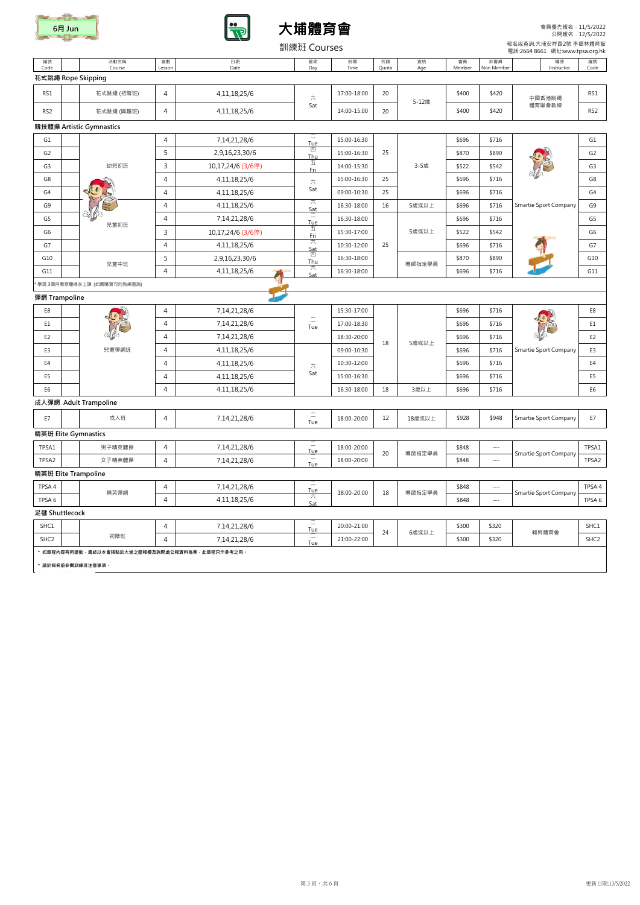6月 Jun

# 大埔體育會

訓練班 Courses

會員優先報名：11/5/2022
公開報名：12/5/2022
報名或查詢:大埔安祥路2號 李福林體育館
電話:2664 8661 網址:www.tpsa.org.hk

| 編號 Code | | 活動名稱 Course | 堂數 Lesson | 日期 Date | 星期 Day | 時間 Time | 名額 Quota | 資格 Age | 會員 Member | 非會員 Non Member | 導師 Instructor | 編號 Code |
|---|---|---|---|---|---|---|---|---|---|---|---|---|
| **花式跳繩 Rope Skipping** | | | | | | | | | | | | |
| RS1 | | 花式跳繩 (初階班) | 4 | 4,11,18,25/6 | 六 Sat | 17:00-18:00 | 20 | 5-12歲 | $400 | $420 | 中國香港跳繩體育聯會教練 | RS1 |
| RS2 | | 花式跳繩 (興趣班) | 4 | 4,11,18,25/6 | 六 Sat | 14:00-15:00 | 20 | 5-12歲 | $400 | $420 | 中國香港跳繩體育聯會教練 | RS2 |
| **競技體操 Artistic Gymnastics** | | | | | | | | | | | | |
| G1 | | 幼兒初班 | 4 | 7,14,21,28/6 | 二 Tue | 15:00-16:30 | 25 | 3-5歲 | $696 | $716 | Smartie Sport Company | G1 |
| G2 | | 幼兒初班 | 5 | 2,9,16,23,30/6 | 四 Thu | 15:00-16:30 | 25 | 3-5歲 | $870 | $890 | Smartie Sport Company | G2 |
| G3 | | 幼兒初班 | 3 | 10,17,24/6 (3/6停) | 五 Fri | 14:00-15:30 | 25 | 3-5歲 | $522 | $542 | Smartie Sport Company | G3 |
| G8 | | 幼兒初班 | 4 | 4,11,18,25/6 | 六 Sat | 15:00-16:30 | 25 | 3-5歲 | $696 | $716 | Smartie Sport Company | G8 |
| G4 | | 幼兒初班 | 4 | 4,11,18,25/6 | 六 Sat | 09:00-10:30 | 25 | 3-5歲 | $696 | $716 | Smartie Sport Company | G4 |
| G9 | | 兒童初班 | 4 | 4,11,18,25/6 | 六 Sat | 16:30-18:00 | 16 | 5歲或以上 | $696 | $716 | Smartie Sport Company | G9 |
| G5 | | 兒童初班 | 4 | 7,14,21,28/6 | 二 Tue | 16:30-18:00 | 25 | 5歲或以上 | $696 | $716 | Smartie Sport Company | G5 |
| G6 | | 兒童初班 | 3 | 10,17,24/6 (3/6停) | 五 Fri | 15:30-17:00 | 25 | 5歲或以上 | $522 | $542 | Smartie Sport Company | G6 |
| G7 | | 兒童初班 | 4 | 4,11,18,25/6 | 六 Sat | 10:30-12:00 | 25 | 5歲或以上 | $696 | $716 | Smartie Sport Company | G7 |
| G10 | | 兒童中班 | 5 | 2,9,16,23,30/6 | 四 Thu | 16:30-18:00 | 25 | 導師指定學員 | $870 | $890 | Smartie Sport Company | G10 |
| G11 | | 兒童中班 | 4 | 4,11,18,25/6 | 六 Sat | 16:30-18:00 | 25 | 導師指定學員 | $696 | $716 | Smartie Sport Company | G11 |

* 學滿 3個月需穿體操衣上課. (如需購買可向教練查詢)

| 編號 Code | | 活動名稱 Course | 堂數 Lesson | 日期 Date | 星期 Day | 時間 Time | 名額 Quota | 資格 Age | 會員 Member | 非會員 Non Member | 導師 Instructor | 編號 Code |
|---|---|---|---|---|---|---|---|---|---|---|---|---|
| **彈網 Trampoline** | | | | | | | | | | | | |
| E8 | | 兒童彈網班 | 4 | 7,14,21,28/6 | 二 Tue | 15:30-17:00 | 18 | 5歲或以上 | $696 | $716 | Smartie Sport Company | E8 |
| E1 | | 兒童彈網班 | 4 | 7,14,21,28/6 | 二 Tue | 17:00-18:30 | 18 | 5歲或以上 | $696 | $716 | Smartie Sport Company | E1 |
| E2 | | 兒童彈網班 | 4 | 7,14,21,28/6 | 二 Tue | 18:30-20:00 | 18 | 5歲或以上 | $696 | $716 | Smartie Sport Company | E2 |
| E3 | | 兒童彈網班 | 4 | 4,11,18,25/6 | 六 Sat | 09:00-10:30 | 18 | 5歲或以上 | $696 | $716 | Smartie Sport Company | E3 |
| E4 | | 兒童彈網班 | 4 | 4,11,18,25/6 | 六 Sat | 10:30-12:00 | 18 | 5歲或以上 | $696 | $716 | Smartie Sport Company | E4 |
| E5 | | 兒童彈網班 | 4 | 4,11,18,25/6 | 六 Sat | 15:00-16:30 | 18 | 5歲或以上 | $696 | $716 | Smartie Sport Company | E5 |
| E6 | | 兒童彈網班 | 4 | 4,11,18,25/6 | 六 Sat | 16:30-18:00 | 18 | 3歲以上 | $696 | $716 | Smartie Sport Company | E6 |
| **成人彈網 Adult Trampoline** | | | | | | | | | | | | |
| E7 | | 成人班 | 4 | 7,14,21,28/6 | 二 Tue | 18:00-20:00 | 12 | 18歲或以上 | $928 | $948 | Smartie Sport Company | E7 |
| **精英班 Elite Gymnastics** | | | | | | | | | | | | |
| TPSA1 | | 男子精英體操 | 4 | 7,14,21,28/6 | 二 Tue | 18:00-20:00 | 20 | 導師指定學員 | $848 | --- | Smartie Sport Company | TPSA1 |
| TPSA2 | | 女子精英體操 | 4 | 7,14,21,28/6 | 二 Tue | 18:00-20:00 | 20 | 導師指定學員 | $848 | --- | Smartie Sport Company | TPSA2 |
| **精英班 Elite Trampoline** | | | | | | | | | | | | |
| TPSA 4 | | 精英彈網 | 4 | 7,14,21,28/6 | 二 Tue | 18:00-20:00 | 18 | 導師指定學員 | $848 | --- | Smartie Sport Company | TPSA 4 |
| TPSA 6 | | 精英彈網 | 4 | 4,11,18,25/6 | 六 Sat | 18:00-20:00 | 18 | 導師指定學員 | $848 | --- | Smartie Sport Company | TPSA 6 |
| **足毽 Shuttlecock** | | | | | | | | | | | | |
| SHC1 | | 初階班 | 4 | 7,14,21,28/6 | 二 Tue | 20:00-21:00 | 24 | 6歲或以上 | $300 | $320 | 翱昇體育會 | SHC1 |
| SHC2 | | 初階班 | 4 | 7,14,21,28/6 | 二 Tue | 21:00-22:00 | 24 | 6歲或以上 | $300 | $320 | 翱昇體育會 | SHC2 |

* 如章程內容有所變動，最終以本會張貼於大堂之壁報欄及詢問處公報資料為準，此章程只作參考之用。

* 請於報名前參閱訓練班注意事項。

更新日期:13/5/2022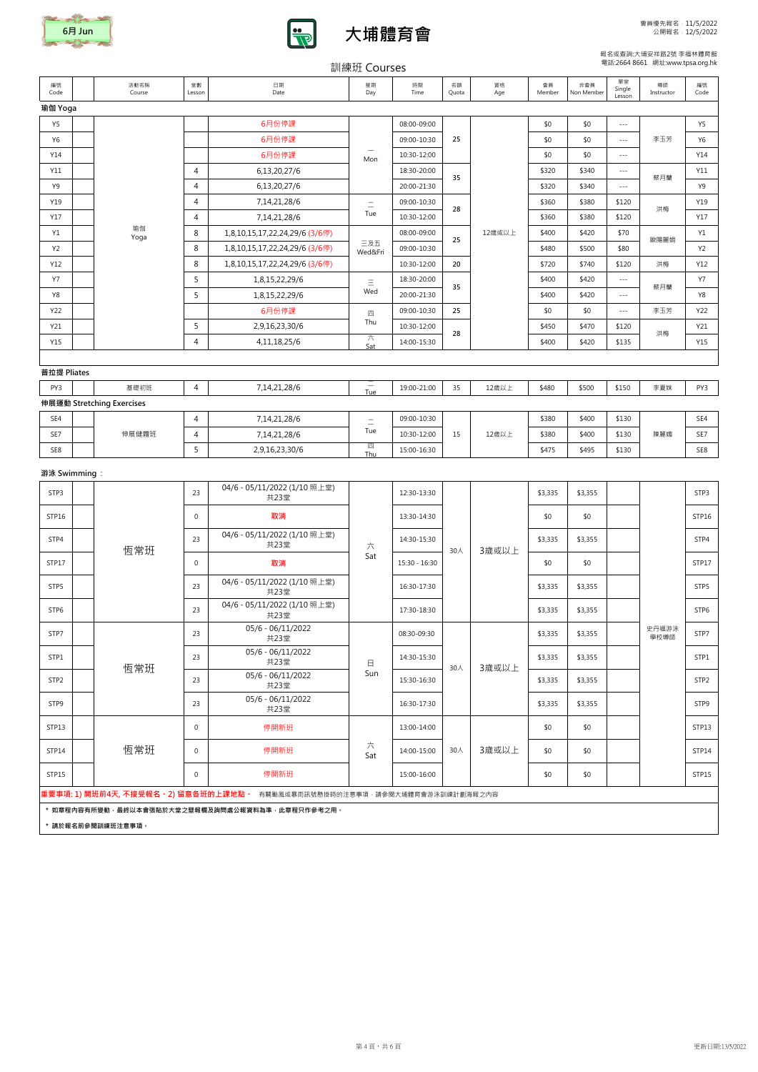6月 Jun

# 大埔體育會

會員優先報名：11/5/2022
公開報名：12/5/2022

報名或查詢:大埔安祥路2號 李福林體育館
電話:2664 8661 網址:www.tpsa.org.hk

## 訓練班 Courses

| 編號 Code | | 活動名稱 Course | 堂數 Lesson | 日期 Date | 星期 Day | 時間 Time | 名額 Quota | 資格 Age | 會員 Member | 非會員 Non Member | 單堂 Single Lesson | 導師 Instructor | 編號 Code |
|---|---|---|---|---|---|---|---|---|---|---|---|---|---|
| **瑜伽 Yoga** | | | | | | | | | | | | | |
| Y5 | | 瑜伽 Yoga | | 6月份停課 | 一 Mon | 08:00-09:00 | 25 | 12歲或以上 | $0 | $0 | --- | 李玉芳 | Y5 |
| Y6 | | | | 6月份停課 | | 09:00-10:30 | | | $0 | $0 | --- | | Y6 |
| Y14 | | | | 6月份停課 | | 10:30-12:00 | | | $0 | $0 | --- | | Y14 |
| Y11 | | | 4 | 6,13,20,27/6 | | 18:30-20:00 | 35 | | $320 | $340 | --- | 蔡月蘭 | Y11 |
| Y9 | | | 4 | 6,13,20,27/6 | | 20:00-21:30 | | | $320 | $340 | --- | | Y9 |
| Y19 | | | 4 | 7,14,21,28/6 | 二 Tue | 09:00-10:30 | 28 | | $360 | $380 | $120 | 洪梅 | Y19 |
| Y17 | | | 4 | 7,14,21,28/6 | | 10:30-12:00 | | | $360 | $380 | $120 | | Y17 |
| Y1 | | | 8 | 1,8,10,15,17,22,24,29/6 (3/6停) | 三及五 Wed&Fri | 08:00-09:00 | 25 | | $400 | $420 | $70 | 歐陽麗娟 | Y1 |
| Y2 | | | 8 | 1,8,10,15,17,22,24,29/6 (3/6停) | | 09:00-10:30 | | | $480 | $500 | $80 | | Y2 |
| Y12 | | | 8 | 1,8,10,15,17,22,24,29/6 (3/6停) | | 10:30-12:00 | 20 | | $720 | $740 | $120 | 洪梅 | Y12 |
| Y7 | | | 5 | 1,8,15,22,29/6 | 三 Wed | 18:30-20:00 | 35 | | $400 | $420 | --- | 蔡月蘭 | Y7 |
| Y8 | | | 5 | 1,8,15,22,29/6 | | 20:00-21:30 | | | $400 | $420 | --- | | Y8 |
| Y22 | | | | 6月份停課 | 四 Thu | 09:00-10:30 | 25 | | $0 | $0 | --- | 李玉芳 | Y22 |
| Y21 | | | 5 | 2,9,16,23,30/6 | | 10:30-12:00 | 28 | | $450 | $470 | $120 | 洪梅 | Y21 |
| Y15 | | | 4 | 4,11,18,25/6 | 六 Sat | 14:00-15:30 | | | $400 | $420 | $135 | | Y15 |
| **普拉提 Pliates** | | | | | | | | | | | | | |
| PY3 | | 基礎初班 | 4 | 7,14,21,28/6 | 二 Tue | 19:00-21:00 | 35 | 12歲以上 | $480 | $500 | $150 | 李夏琳 | PY3 |
| **伸展運動 Stretching Exercises** | | | | | | | | | | | | | |
| SE4 | | 伸展健體班 | 4 | 7,14,21,28/6 | 二 Tue | 09:00-10:30 | 15 | 12歲以上 | $380 | $400 | $130 | 陳麗嫦 | SE4 |
| SE7 | | | 4 | 7,14,21,28/6 | | 10:30-12:00 | | | $380 | $400 | $130 | | SE7 |
| SE8 | | | 5 | 2,9,16,23,30/6 | 四 Thu | 15:00-16:30 | | | $475 | $495 | $130 | | SE8 |

**游泳 Swimming：**

| 編號 Code | | 活動名稱 Course | 堂數 Lesson | 日期 Date | 星期 Day | 時間 Time | 名額 Quota | 資格 Age | 會員 Member | 非會員 Non Member | 單堂 Single Lesson | 導師 Instructor | 編號 Code |
|---|---|---|---|---|---|---|---|---|---|---|---|---|---|
| STP3 | | 恆常班 | 23 | 04/6 - 05/11/2022 (1/10 照上堂) 共23堂 | 六 Sat | 12:30-13:30 | 30人 | 3歲或以上 | $3,335 | $3,355 | | 史丹福游泳學校導師 | STP3 |
| STP16 | | | 0 | 取消 | | 13:30-14:30 | | | $0 | $0 | | | STP16 |
| STP4 | | | 23 | 04/6 - 05/11/2022 (1/10 照上堂) 共23堂 | | 14:30-15:30 | | | $3,335 | $3,355 | | | STP4 |
| STP17 | | | 0 | 取消 | | 15:30 - 16:30 | | | $0 | $0 | | | STP17 |
| STP5 | | | 23 | 04/6 - 05/11/2022 (1/10 照上堂) 共23堂 | | 16:30-17:30 | | | $3,335 | $3,355 | | | STP5 |
| STP6 | | | 23 | 04/6 - 05/11/2022 (1/10 照上堂) 共23堂 | | 17:30-18:30 | | | $3,335 | $3,355 | | | STP6 |
| STP7 | | 恆常班 | 23 | 05/6 - 06/11/2022 共23堂 | 日 Sun | 08:30-09:30 | 30人 | 3歲或以上 | $3,335 | $3,355 | | | STP7 |
| STP1 | | | 23 | 05/6 - 06/11/2022 共23堂 | | 14:30-15:30 | | | $3,335 | $3,355 | | | STP1 |
| STP2 | | | 23 | 05/6 - 06/11/2022 共23堂 | | 15:30-16:30 | | | $3,335 | $3,355 | | | STP2 |
| STP9 | | | 23 | 05/6 - 06/11/2022 共23堂 | | 16:30-17:30 | | | $3,335 | $3,355 | | | STP9 |
| STP13 | | 恆常班 | 0 | 停開新班 | 六 Sat | 13:00-14:00 | 30人 | 3歲或以上 | $0 | $0 | | | STP13 |
| STP14 | | | 0 | 停開新班 | | 14:00-15:00 | | | $0 | $0 | | | STP14 |
| STP15 | | | 0 | 停開新班 | | 15:00-16:00 | | | $0 | $0 | | | STP15 |

**重要事項: 1) 開班前4天, 不接受報名。2) 留意各班的上課地點。** 有關颱風或暴雨訊號懸掛時的注意事項，請參閱大埔體育會游泳訓練計劃海報之內容

**\* 如章程內容有所變動，最終以本會張貼於大堂之壁報欄及詢問處公報資料為準，此章程只作參考之用。**

**\* 請於報名前參閱訓練班注意事項。**

更新日期:13/5/2022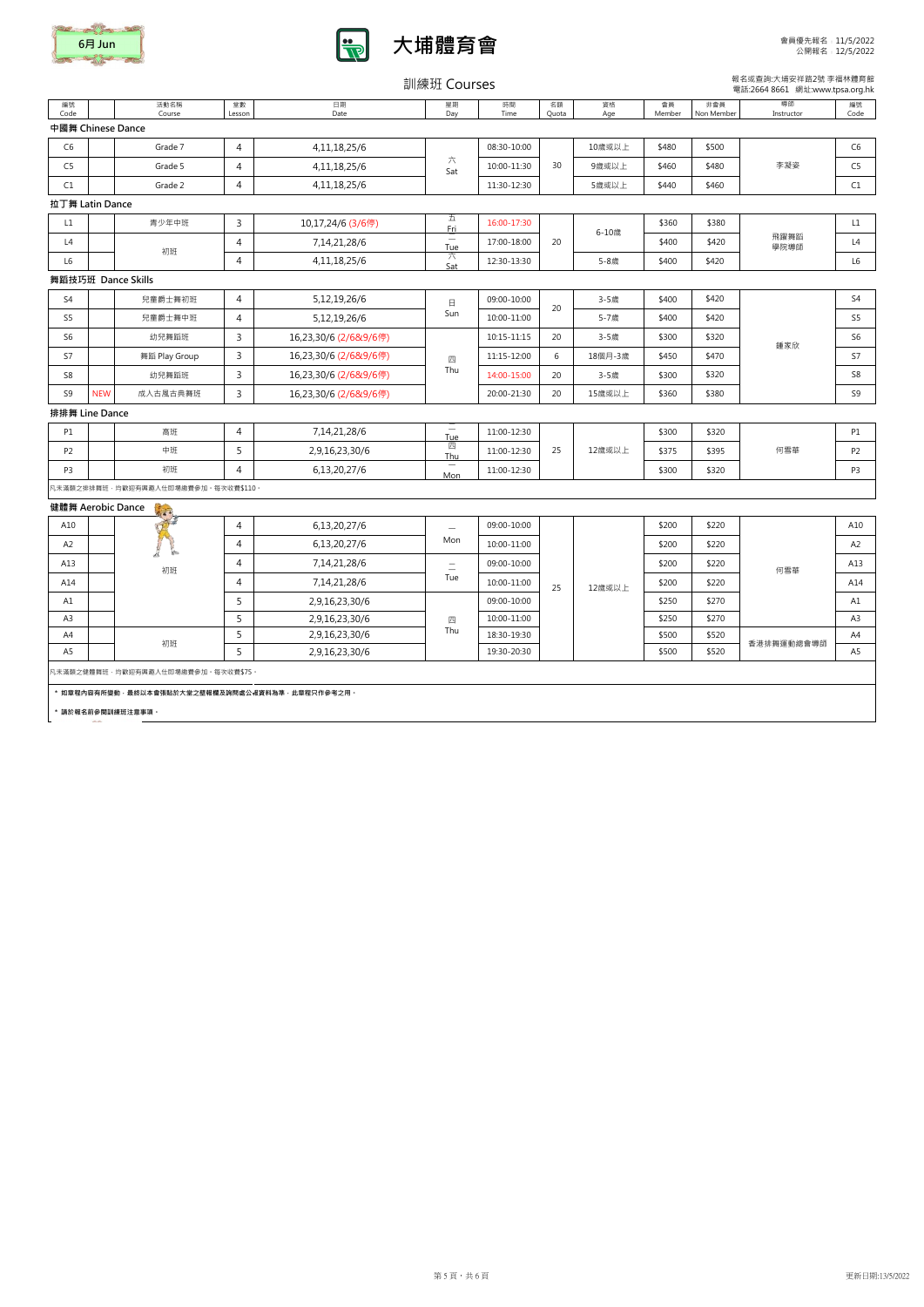6月 Jun

# 大埔體育會

會員優先報名：11/5/2022
公開報名：12/5/2022

## 訓練班 Courses

報名或查詢:大埔安祥路2號 李福林體育館
電話:2664 8661 網址:www.tpsa.org.hk

| 編號 Code | | 活動名稱 Course | 堂數 Lesson | 日期 Date | 星期 Day | 時間 Time | 名額 Quota | 資格 Age | 會員 Member | 非會員 Non Member | 導師 Instructor | 編號 Code |
|---|---|---|---|---|---|---|---|---|---|---|---|---|
| **中國舞 Chinese Dance** | | | | | | | | | | | | |
| C6 | | Grade 7 | 4 | 4,11,18,25/6 | 六 Sat | 08:30-10:00 | 30 | 10歲或以上 | $480 | $500 | 李凝姿 | C6 |
| C5 | | Grade 5 | 4 | 4,11,18,25/6 | 六 Sat | 10:00-11:30 | 30 | 9歲或以上 | $460 | $480 | 李凝姿 | C5 |
| C1 | | Grade 2 | 4 | 4,11,18,25/6 | 六 Sat | 11:30-12:30 | 30 | 5歲或以上 | $440 | $460 | 李凝姿 | C1 |
| **拉丁舞 Latin Dance** | | | | | | | | | | | | |
| L1 | | 青少年中班 | 3 | 10,17,24/6 (3/6停) | 五 Fri | 16:00-17:30 | 20 | 6-10歲 | $360 | $380 | 飛躍舞蹈學院導師 | L1 |
| L4 | | 初班 | 4 | 7,14,21,28/6 | 二 Tue | 17:00-18:00 | 20 | 6-10歲 | $400 | $420 | 飛躍舞蹈學院導師 | L4 |
| L6 | | 初班 | 4 | 4,11,18,25/6 | 六 Sat | 12:30-13:30 | 20 | 5-8歲 | $400 | $420 | 飛躍舞蹈學院導師 | L6 |
| **舞蹈技巧班 Dance Skills** | | | | | | | | | | | | |
| S4 | | 兒童爵士舞初班 | 4 | 5,12,19,26/6 | 日 Sun | 09:00-10:00 | 20 | 3-5歲 | $400 | $420 | 鍾家欣 | S4 |
| S5 | | 兒童爵士舞中班 | 4 | 5,12,19,26/6 | 日 Sun | 10:00-11:00 | 20 | 5-7歲 | $400 | $420 | 鍾家欣 | S5 |
| S6 | | 幼兒舞蹈班 | 3 | 16,23,30/6 (2/6&9/6停) | 四 Thu | 10:15-11:15 | 20 | 3-5歲 | $300 | $320 | 鍾家欣 | S6 |
| S7 | | 舞蹈 Play Group | 3 | 16,23,30/6 (2/6&9/6停) | 四 Thu | 11:15-12:00 | 6 | 18個月-3歲 | $450 | $470 | 鍾家欣 | S7 |
| S8 | | 幼兒舞蹈班 | 3 | 16,23,30/6 (2/6&9/6停) | 四 Thu | 14:00-15:00 | 20 | 3-5歲 | $300 | $320 | 鍾家欣 | S8 |
| S9 | NEW | 成人古風古典舞班 | 3 | 16,23,30/6 (2/6&9/6停) | 四 Thu | 20:00-21:30 | 20 | 15歲或以上 | $360 | $380 | 鍾家欣 | S9 |
| **排排舞 Line Dance** | | | | | | | | | | | | |
| P1 | | 高班 | 4 | 7,14,21,28/6 | 二 Tue | 11:00-12:30 | 25 | 12歲或以上 | $300 | $320 | 何雪華 | P1 |
| P2 | | 中班 | 5 | 2,9,16,23,30/6 | 四 Thu | 11:00-12:30 | 25 | 12歲或以上 | $375 | $395 | 何雪華 | P2 |
| P3 | | 初班 | 4 | 6,13,20,27/6 | 一 Mon | 11:00-12:30 | 25 | 12歲或以上 | $300 | $320 | 何雪華 | P3 |
| 凡未滿額之排排舞班，均歡迎有興趣人仕即場繳費參加，每次收費$110。 | | | | | | | | | | | | |
| **健體舞 Aerobic Dance** | | | | | | | | | | | | |
| A10 | | 初班 | 4 | 6,13,20,27/6 | 一 Mon | 09:00-10:00 | 25 | 12歲或以上 | $200 | $220 | 何雪華 | A10 |
| A2 | | 初班 | 4 | 6,13,20,27/6 | 一 Mon | 10:00-11:00 | 25 | 12歲或以上 | $200 | $220 | 何雪華 | A2 |
| A13 | | 初班 | 4 | 7,14,21,28/6 | 二 Tue | 09:00-10:00 | 25 | 12歲或以上 | $200 | $220 | 何雪華 | A13 |
| A14 | | 初班 | 4 | 7,14,21,28/6 | 二 Tue | 10:00-11:00 | 25 | 12歲或以上 | $200 | $220 | 何雪華 | A14 |
| A1 | | 初班 | 5 | 2,9,16,23,30/6 | 四 Thu | 09:00-10:00 | 25 | 12歲或以上 | $250 | $270 | 何雪華 | A1 |
| A3 | | 初班 | 5 | 2,9,16,23,30/6 | 四 Thu | 10:00-11:00 | 25 | 12歲或以上 | $250 | $270 | 何雪華 | A3 |
| A4 | | 初班 | 5 | 2,9,16,23,30/6 | 四 Thu | 18:30-19:30 | 25 | 12歲或以上 | $500 | $520 | 香港排舞運動總會導師 | A4 |
| A5 | | 初班 | 5 | 2,9,16,23,30/6 | 四 Thu | 19:30-20:30 | 25 | 12歲或以上 | $500 | $520 | 香港排舞運動總會導師 | A5 |
| 凡未滿額之健體舞班，均歡迎有興趣人仕即場繳費參加，每次收費$75。 | | | | | | | | | | | | |

* 如章程內容有所變動，最終以本會張貼於大堂之壁報欄及詢問處公佈資料為準，此章程只作參考之用。

* 請於報名前參閱訓練班注意事項。

更新日期:13/5/2022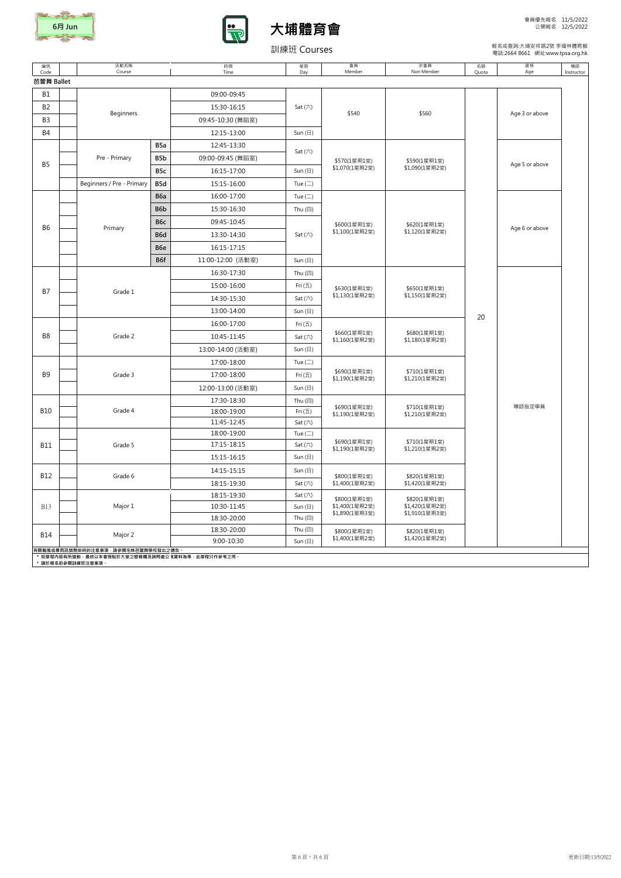6月 Jun

# 大埔體育會

訓練班 Courses

會員優先報名：11/5/2022
公開報名：12/5/2022

報名或查詢:大埔安祥路2號 李福林體育館
電話:2664 8661 網址:www.tpsa.org.hk

| 編號 Code | | 活動名稱 Course | | 時間 Time | 星期 Day | 會員 Member | 非會員 Non Member | 名額 Quota | 資格 Age | 導師 Instructor |
|---|---|---|---|---|---|---|---|---|---|---|
| **芭蕾舞 Ballet** | | | | | | | | | | |
| B1 | | Beginners | | 09:00-09:45 | Sat (六) | $540 | $560 | 20 | Age 3 or above | |
| B2 | | | | 15:30-16:15 | | | | | | |
| B3 | | | | 09:45-10:30 (舞蹈室) | | | | | | |
| B4 | | | | 12:15-13:00 | Sun (日) | | | | | |
| B5 | | Pre - Primary | B5a | 12:45-13:30 | Sat (六) | $570(1星期1堂) $1,070(1星期2堂) | $590(1星期1堂) $1,090(1星期2堂) | | Age 5 or above | |
| | | | B5b | 09:00-09:45 (舞蹈室) | | | | | | |
| | | | B5c | 16:15-17:00 | Sun (日) | | | | | |
| | | Beginners / Pre - Primary | B5d | 15:15-16:00 | Tue (二) | | | | | |
| B6 | | Primary | B6a | 16:00-17:00 | Tue (二) | $600(1星期1堂) $1,100(1星期2堂) | $620(1星期1堂) $1,120(1星期2堂) | | Age 6 or above | |
| | | | B6b | 15:30-16:30 | Thu (四) | | | | | |
| | | | B6c | 09:45-10:45 | Sat (六) | | | | | |
| | | | B6d | 13:30-14:30 | | | | | | |
| | | | B6e | 16:15-17:15 | | | | | | |
| | | | B6f | 11:00-12:00 (活動室) | Sun (日) | | | | | |
| B7 | | Grade 1 | | 16:30-17:30 | Thu (四) | $630(1星期1堂) $1,130(1星期2堂) | $650(1星期1堂) $1,150(1星期2堂) | | 導師指定學員 | |
| | | | | 15:00-16:00 | Fri (五) | | | | | |
| | | | | 14:30-15:30 | Sat (六) | | | | | |
| | | | | 13:00-14:00 | Sun (日) | | | | | |
| B8 | | Grade 2 | | 16:00-17:00 | Fri (五) | $660(1星期1堂) $1,160(1星期2堂) | $680(1星期1堂) $1,180(1星期2堂) | | | |
| | | | | 10:45-11:45 | Sat (六) | | | | | |
| | | | | 13:00-14:00 (活動室) | Sun (日) | | | | | |
| B9 | | Grade 3 | | 17:00-18:00 | Tue (二) | $690(1星期1堂) $1,190(1星期2堂) | $710(1星期1堂) $1,210(1星期2堂) | | | |
| | | | | 17:00-18:00 | Fri (五) | | | | | |
| | | | | 12:00-13:00 (活動室) | Sun (日) | | | | | |
| B10 | | Grade 4 | | 17:30-18:30 | Thu (四) | $690(1星期1堂) $1,190(1星期2堂) | $710(1星期1堂) $1,210(1星期2堂) | | | |
| | | | | 18:00-19:00 | Fri (五) | | | | | |
| | | | | 11:45-12:45 | Sat (六) | | | | | |
| B11 | | Grade 5 | | 18:00-19:00 | Tue (二) | $690(1星期1堂) $1,190(1星期2堂) | $710(1星期1堂) $1,210(1星期2堂) | | | |
| | | | | 17:15-18:15 | Sat (六) | | | | | |
| | | | | 15:15-16:15 | Sun (日) | | | | | |
| B12 | | Grade 6 | | 14:15-15:15 | Sun (日) | $800(1星期1堂) $1,400(1星期2堂) | $820(1星期1堂) $1,420(1星期2堂) | | | |
| | | | | 18:15-19:30 | Sat (六) | | | | | |
| B13 | | Major 1 | | 18:15-19:30 | Sat (六) | $800(1星期1堂) $1,400(1星期2堂) $1,890(1星期3堂) | $820(1星期1堂) $1,420(1星期2堂) $1,910(1星期3堂) | | | |
| | | | | 10:30-11:45 | Sun (日) | | | | | |
| | | | | 18:30-20:00 | Thu (四) | | | | | |
| B14 | | Major 2 | | 18:30-20:00 | Thu (四) | $800(1星期1堂) $1,400(1星期2堂) | $820(1星期1堂) $1,420(1星期2堂) | | | |
| | | | | 9:00-10:30 | Sun (日) | | | | | |

有關颱風或暴雨訊號懸掛時的注意事項，請參閱毛妹芭蕾舞學校發出之通告。

\* 如章程內容有所變動，最終以本會張貼於大堂之壁報欄及詢問處公佈資料為準，此章程只作參考之用。

\* 請於報名前參閱訓練班注意事項。

更新日期:13/5/2022